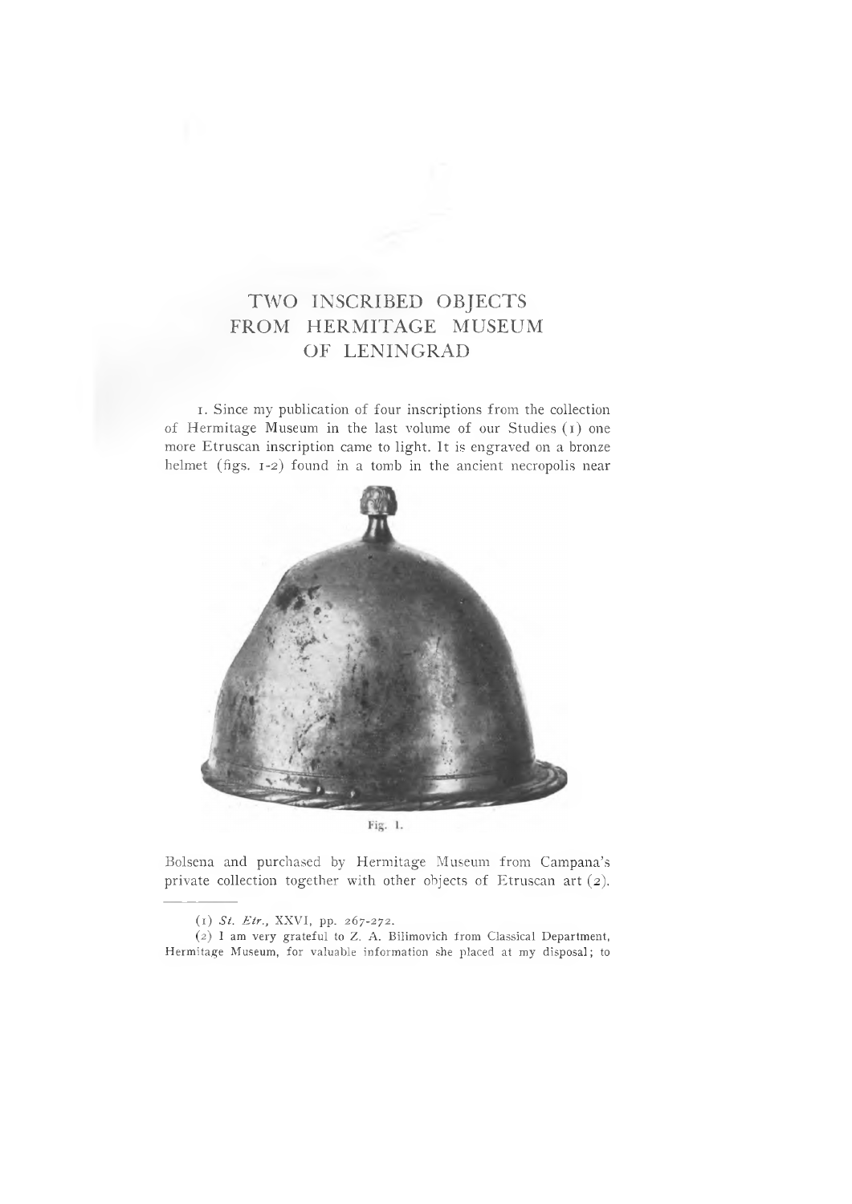# TWO INSCRIBED OBJECTS FROM HERMITAGE MUSEUM OF LENINGRAD

1. Since my publication of four inscriptions from the collection of Hermitage Museum in the last volume of our Studies (1) one more Etruscan inscription came to light. It is engraved on a bronze helmet (figs. 1-2) found in a tomb in the ancient necropolis near Bolsena and purchased by Hermitage Museum from Campana's private collection together with other objects of Etruscan art (2).

Fig. 1.

(1) *St. Etr.*, XXVI, pp. 267-272.

(2) I am very grateful to Z. A. Bilimovich from Classical Department, Hermitage Museum, for valuable information she placed at my disposal; to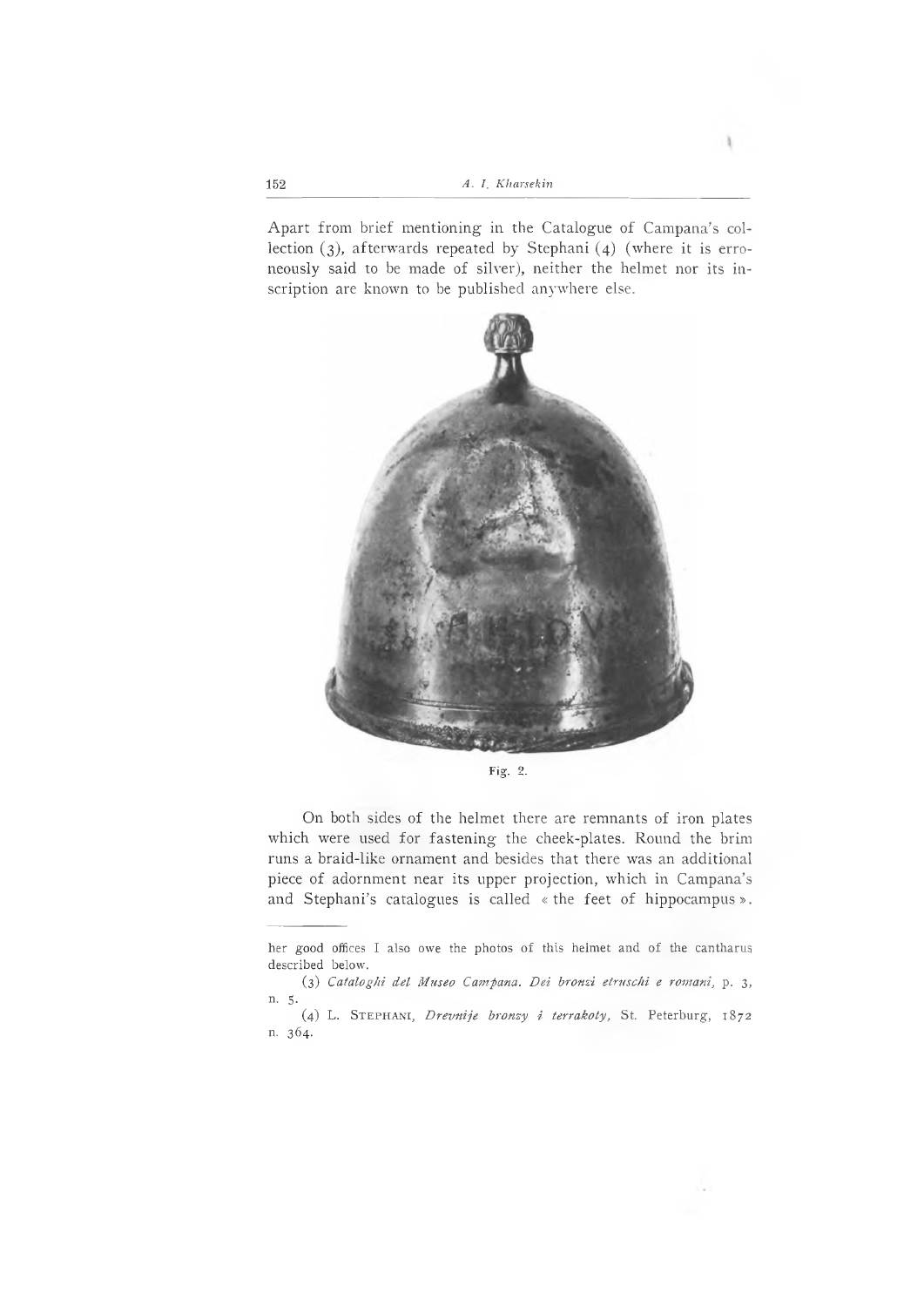Apart from brief mentioning in the Catalogue of Campana's collection (3), afterwards repeated by Stephani (4) (where it is erroneously said to be made of silver), neither the helmet nor its inscription are known to be published anywhere else.

Fig. 2.

On both sides of the helmet there are remnants of iron plates which were used for fastening the cheek-plates. Round the brim runs a braid-like ornament and besides that there was an additional piece of adornment near its upper projection, which in Campana's and Stephani's catalogues is called « the feet of hippocampus ».

---

her good offices I also owe the photos of this helmet and of the cantharus described below.

(3) *Cataloghi del Museo Campana. Dei bronzi etruschi e romani*, p. 3, n. 5.

(4) L. STEPHANI, *Drevnije bronzy i terrakoty*, St. Peterburg, 1872 n. 364.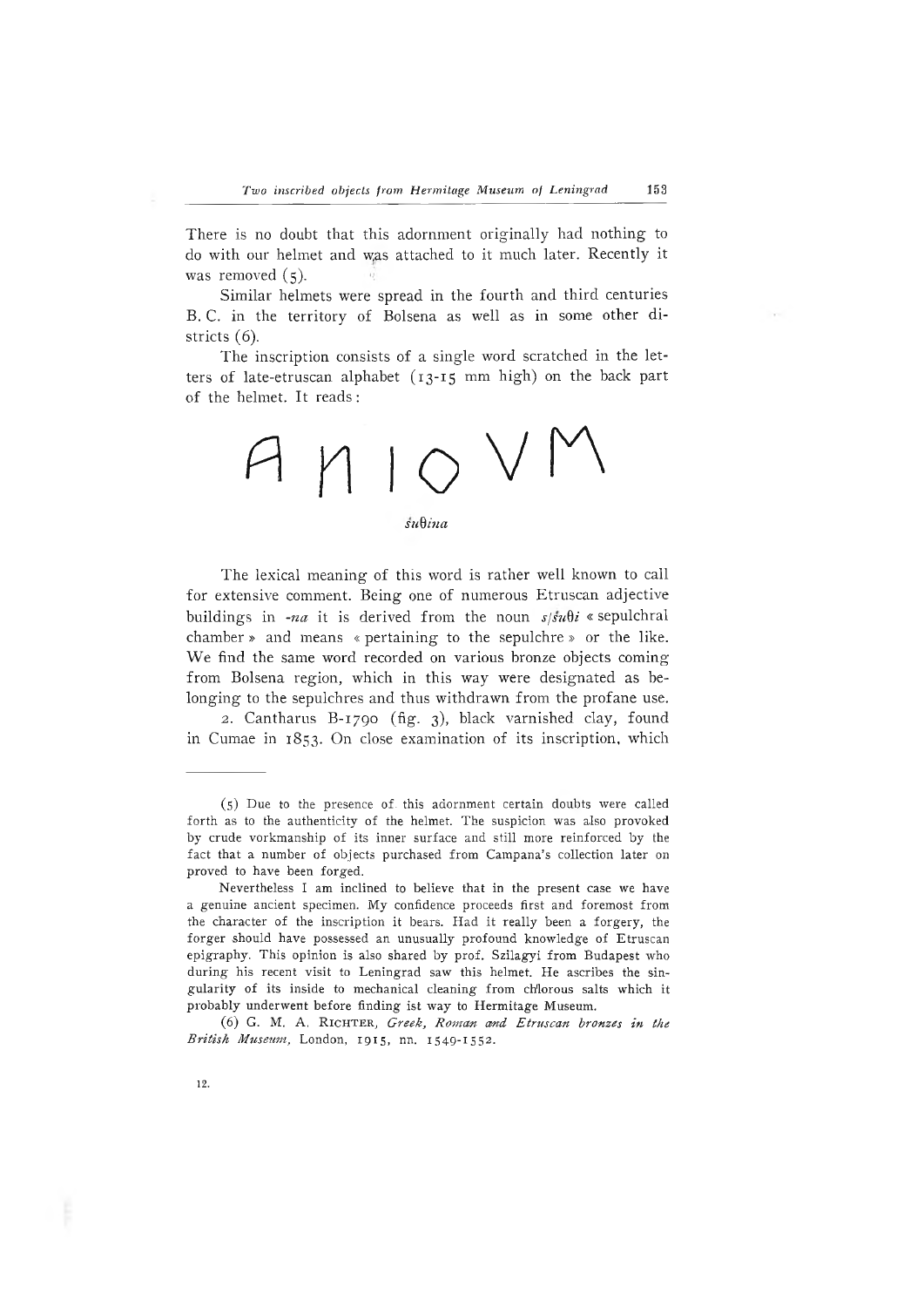There is no doubt that this adornment originally had nothing to do with our helmet and was attached to it much later. Recently it was removed (5).

Similar helmets were spread in the fourth and third centuries B. C. in the territory of Bolsena as well as in some other districts (6).

The inscription consists of a single word scratched in the letters of late-etruscan alphabet (13-15 mm high) on the back part of the helmet. It reads:

A N I O V M

*śuθina*

The lexical meaning of this word is rather well known to call for extensive comment. Being one of numerous Etruscan adjective buildings in *-na* it is derived from the noun *s/śuθi* « sepulchral chamber » and means « pertaining to the sepulchre » or the like. We find the same word recorded on various bronze objects coming from Bolsena region, which in this way were designated as belonging to the sepulchres and thus withdrawn from the profane use.

2. Cantharus B-1790 (fig. 3), black varnished clay, found in Cumae in 1853. On close examination of its inscription, which

---

(5) Due to the presence of this adornment certain doubts were called forth as to the authenticity of the helmet. The suspicion was also provoked by crude vorkmanship of its inner surface and still more reinforced by the fact that a number of objects purchased from Campana's collection later on proved to have been forged.

Nevertheless I am inclined to believe that in the present case we have a genuine ancient specimen. My confidence proceeds first and foremost from the character of the inscription it bears. Had it really been a forgery, the forger should have possessed an unusually profound knowledge of Etruscan epigraphy. This opinion is also shared by prof. Szilagyi from Budapest who during his recent visit to Leningrad saw this helmet. He ascribes the singularity of its inside to mechanical cleaning from chlorous salts which it probably underwent before finding ist way to Hermitage Museum.

(6) G. M. A. Richter, *Greek, Roman and Etruscan bronzes in the British Museum*, London, 1915, nn. 1549-1552.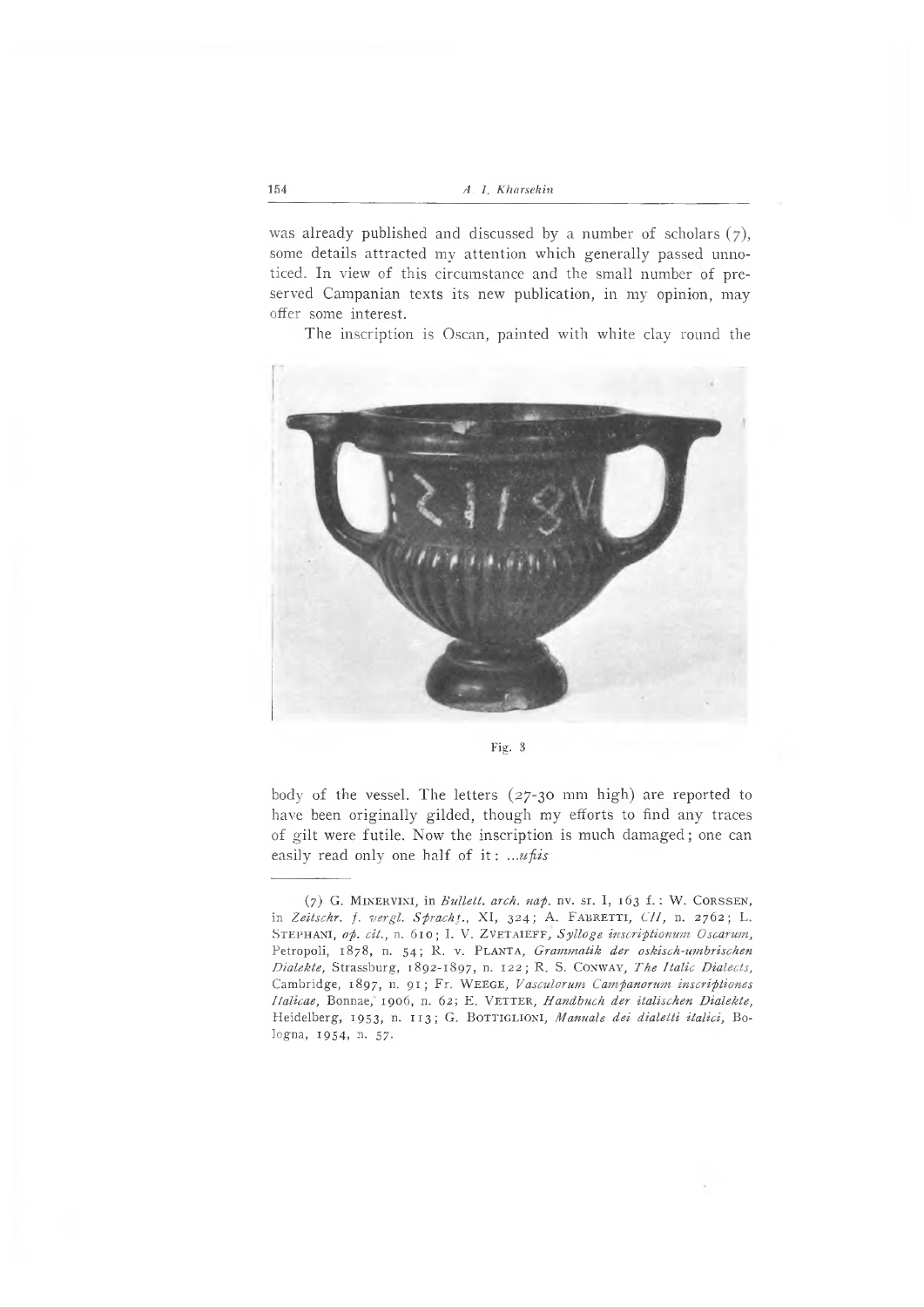was already published and discussed by a number of scholars (7), some details attracted my attention which generally passed unnoticed. In view of this circumstance and the small number of preserved Campanian texts its new publication, in my opinion, may offer some interest.

The inscription is Oscan, painted with white clay round the

Fig. 3

body of the vessel. The letters (27-30 mm high) are reported to have been originally gilded, though my efforts to find any traces of gilt were futile. Now the inscription is much damaged; one can easily read only one half of it: *...ufiis*

---

(7) G. Minervini, in *Bullett. arch. nap.* nv. sr. I, 163 f.: W. Corssen, in *Zeitschr. f. vergl. Sprachf.*, XI, 324; A. Fabretti, *CII*, n. 2762; L. Stephani, *op. cit.*, n. 610; I. V. Zvetaieff, *Sylloge inscriptionum Oscarum*, Petropoli, 1878, n. 54; R. v. Planta, *Grammatik der oskisch-umbrischen Dialekte*, Strassburg, 1892-1897, n. 122; R. S. Conway, *The Italic Dialects*, Cambridge, 1897, n. 91; Fr. Weege, *Vasculorum Campanorum inscriptiones Italicae*, Bonnae, 1906, n. 62; E. Vetter, *Handbuch der italischen Dialekte*, Heidelberg, 1953, n. 113; G. Bottiglioni, *Manuale dei dialetti italici*, Bologna, 1954, n. 57.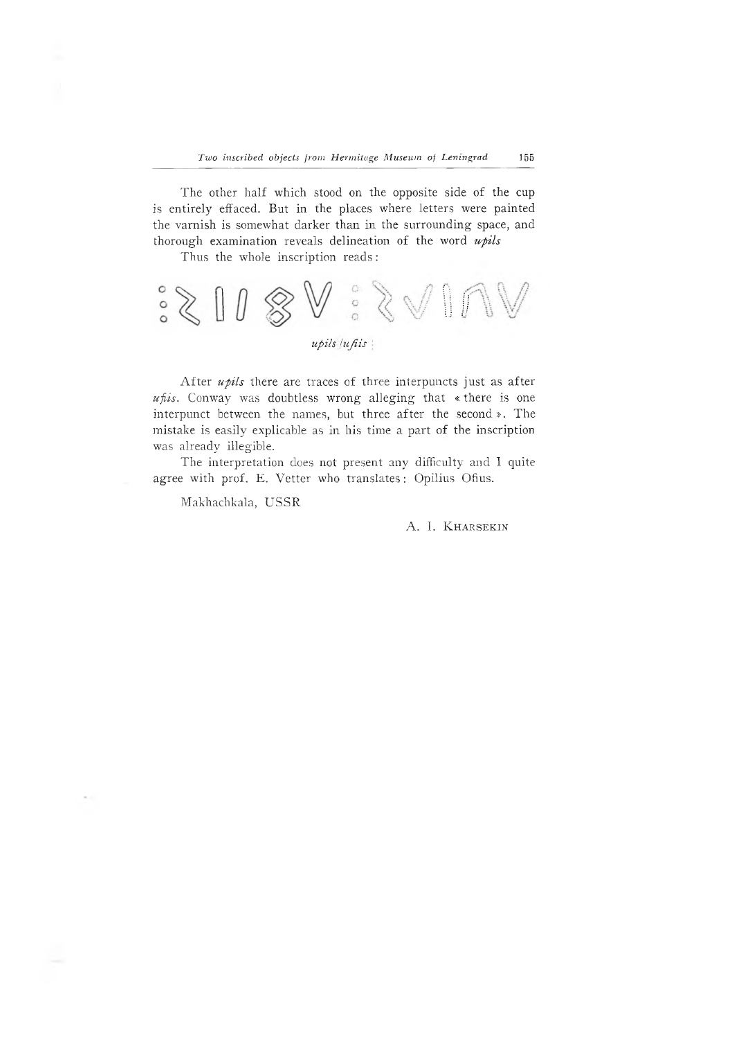The other half which stood on the opposite side of the cup is entirely effaced. But in the places where letters were painted the varnish is somewhat darker than in the surrounding space, and thorough examination reveals delineation of the word *upils*

Thus the whole inscription reads:

*upils* |*ufiis* ⁝

After *upils* there are traces of three interpuncts just as after *ufiis*. Conway was doubtless wrong alleging that « there is one interpunct between the names, but three after the second ». The mistake is easily explicable as in his time a part of the inscription was already illegible.

The interpretation does not present any difficulty and I quite agree with prof. E. Vetter who translates: Opilius Ofius.

Makhachkala, USSR

A. I. Kharsekin